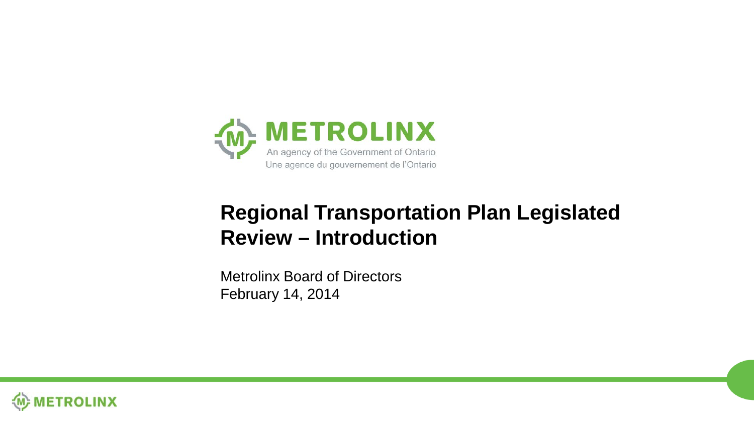METROLINX

An agency of the Government of Ontario
Une agence du gouvernement de l'Ontario

# Regional Transportation Plan Legislated Review – Introduction

Metrolinx Board of Directors
February 14, 2014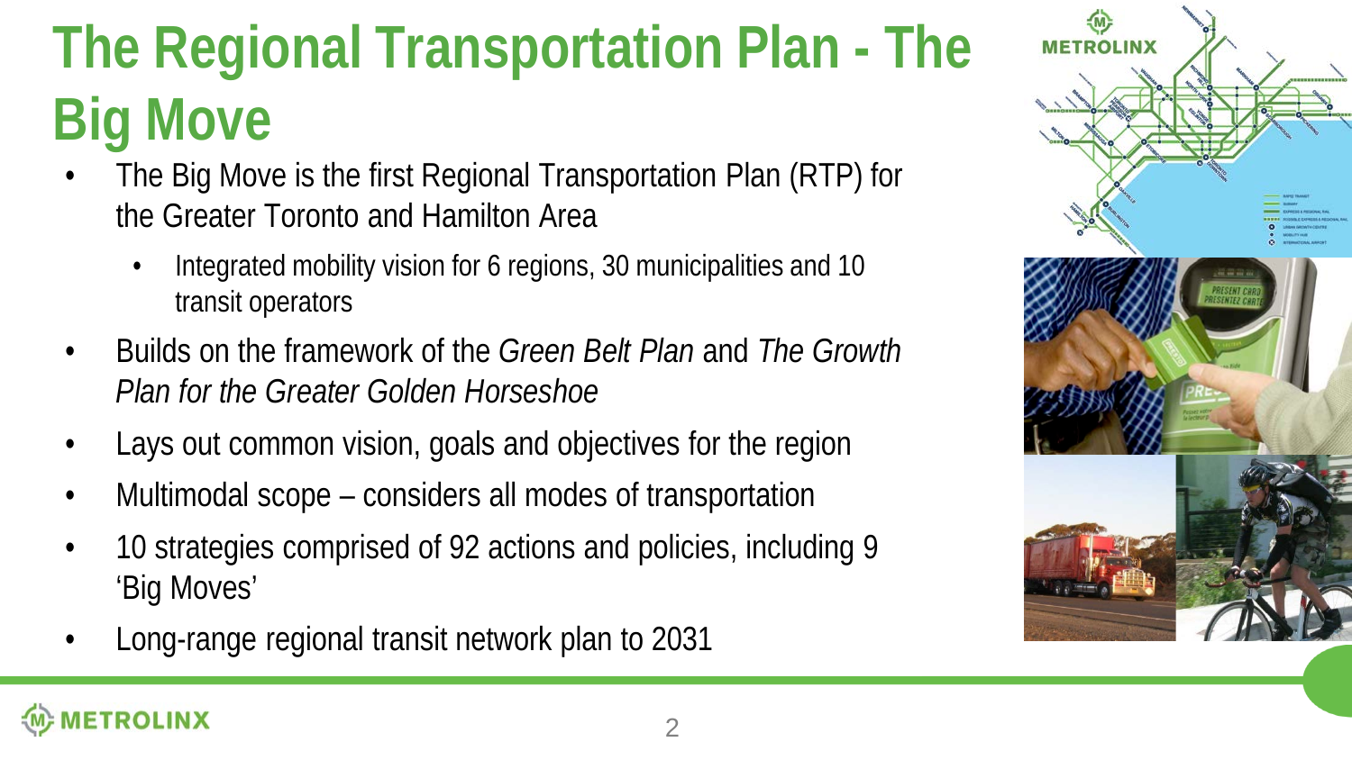# The Regional Transportation Plan - The Big Move

- The Big Move is the first Regional Transportation Plan (RTP) for the Greater Toronto and Hamilton Area
  - Integrated mobility vision for 6 regions, 30 municipalities and 10 transit operators
- Builds on the framework of the *Green Belt Plan* and *The Growth Plan for the Greater Golden Horseshoe*
- Lays out common vision, goals and objectives for the region
- Multimodal scope – considers all modes of transportation
- 10 strategies comprised of 92 actions and policies, including 9 'Big Moves'
- Long-range regional transit network plan to 2031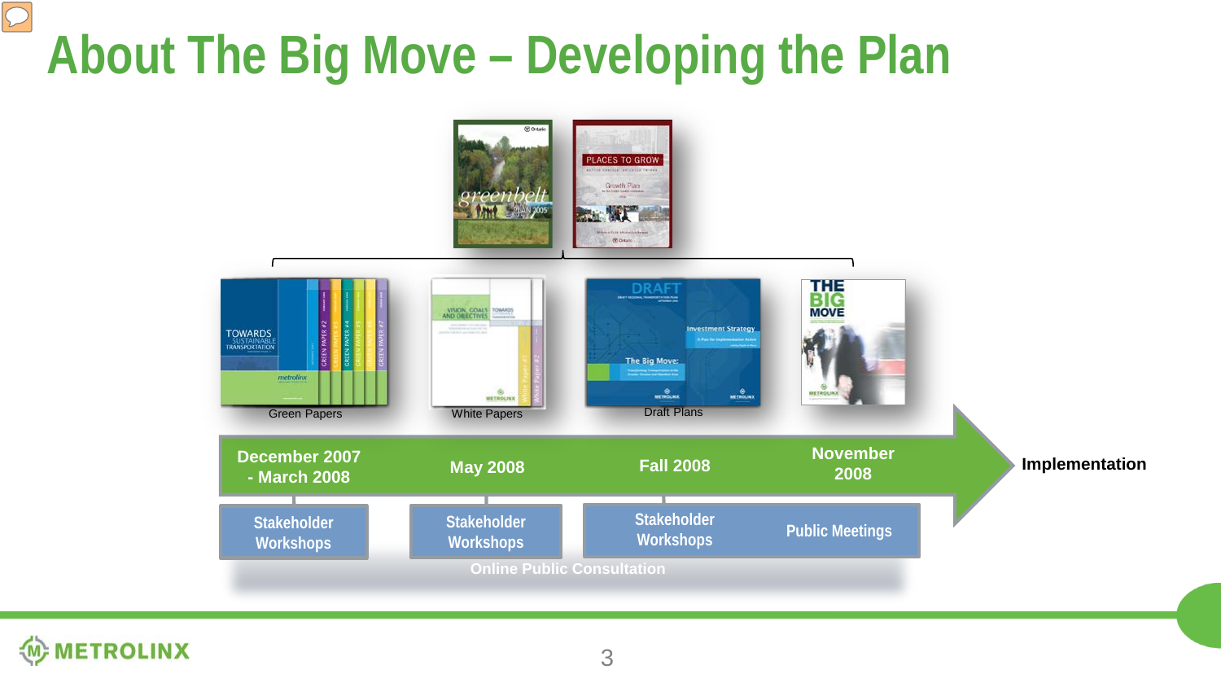# About The Big Move – Developing the Plan

Green Papers

White Papers

Draft Plans

| December 2007 - March 2008 | May 2008 | Fall 2008 | November 2008 | Implementation |
|---|---|---|---|---|
| Stakeholder Workshops | Stakeholder Workshops | Stakeholder Workshops | Public Meetings | |

Online Public Consultation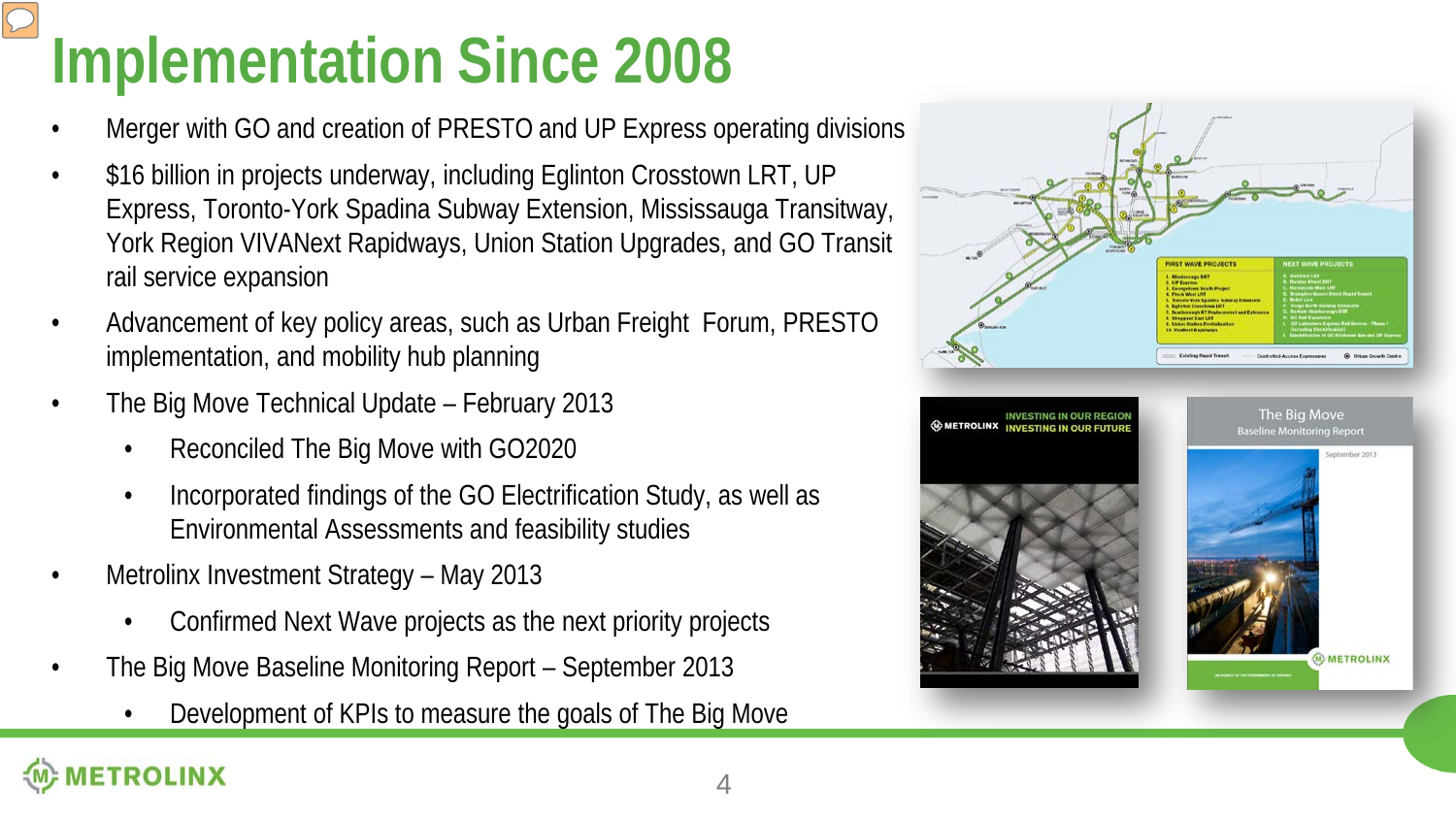# Implementation Since 2008

- Merger with GO and creation of PRESTO and UP Express operating divisions
- $16 billion in projects underway, including Eglinton Crosstown LRT, UP Express, Toronto-York Spadina Subway Extension, Mississauga Transitway, York Region VIVANext Rapidways, Union Station Upgrades, and GO Transit rail service expansion
- Advancement of key policy areas, such as Urban Freight Forum, PRESTO implementation, and mobility hub planning
- The Big Move Technical Update – February 2013
  - Reconciled The Big Move with GO2020
  - Incorporated findings of the GO Electrification Study, as well as Environmental Assessments and feasibility studies
- Metrolinx Investment Strategy – May 2013
  - Confirmed Next Wave projects as the next priority projects
- The Big Move Baseline Monitoring Report – September 2013
  - Development of KPIs to measure the goals of The Big Move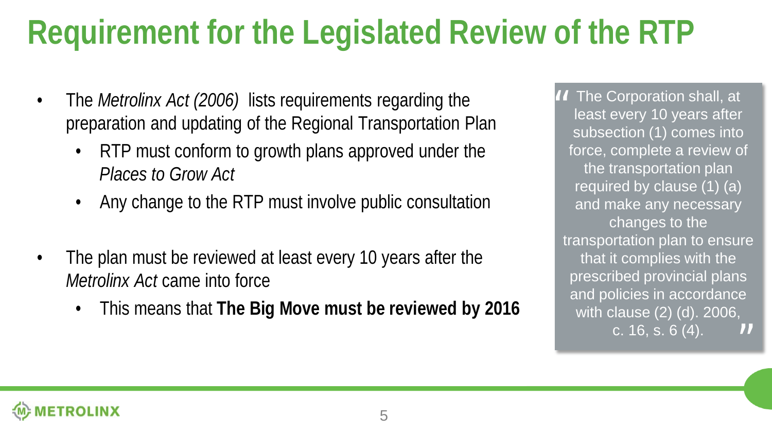# Requirement for the Legislated Review of the RTP

- The *Metrolinx Act (2006)* lists requirements regarding the preparation and updating of the Regional Transportation Plan
  - RTP must conform to growth plans approved under the *Places to Grow Act*
  - Any change to the RTP must involve public consultation
- The plan must be reviewed at least every 10 years after the *Metrolinx Act* came into force
  - This means that **The Big Move must be reviewed by 2016**

> "The Corporation shall, at least every 10 years after subsection (1) comes into force, complete a review of the transportation plan required by clause (1) (a) and make any necessary changes to the transportation plan to ensure that it complies with the prescribed provincial plans and policies in accordance with clause (2) (d). 2006, c. 16, s. 6 (4)."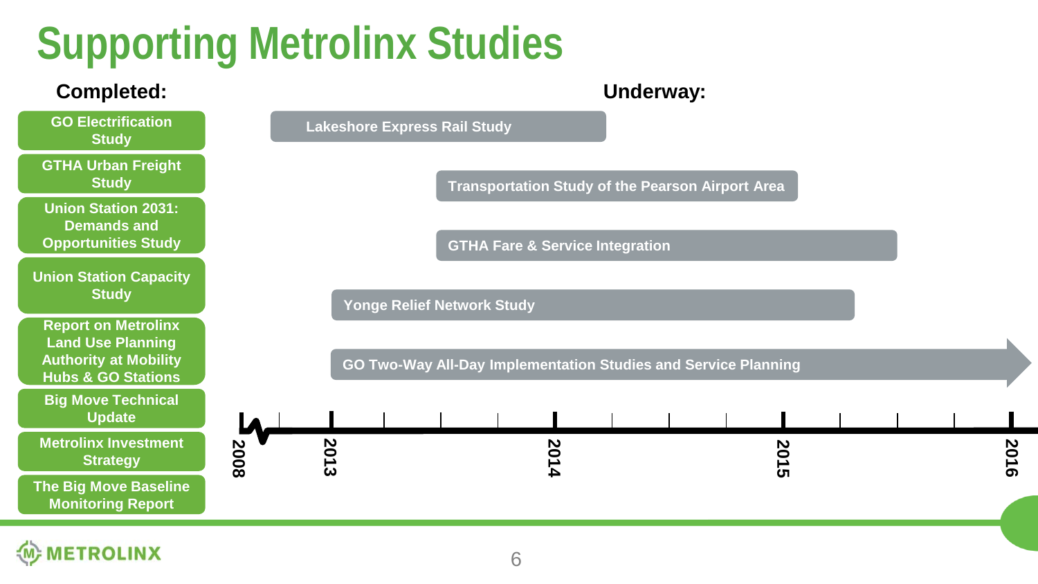# Supporting Metrolinx Studies

## Completed:

- GO Electrification Study
- GTHA Urban Freight Study
- Union Station 2031: Demands and Opportunities Study
- Union Station Capacity Study
- Report on Metrolinx Land Use Planning Authority at Mobility Hubs & GO Stations
- Big Move Technical Update
- Metrolinx Investment Strategy
- The Big Move Baseline Monitoring Report

## Underway:

- Lakeshore Express Rail Study
- Transportation Study of the Pearson Airport Area
- GTHA Fare & Service Integration
- Yonge Relief Network Study
- GO Two-Way All-Day Implementation Studies and Service Planning

2008 | 2013 | 2014 | 2015 | 2016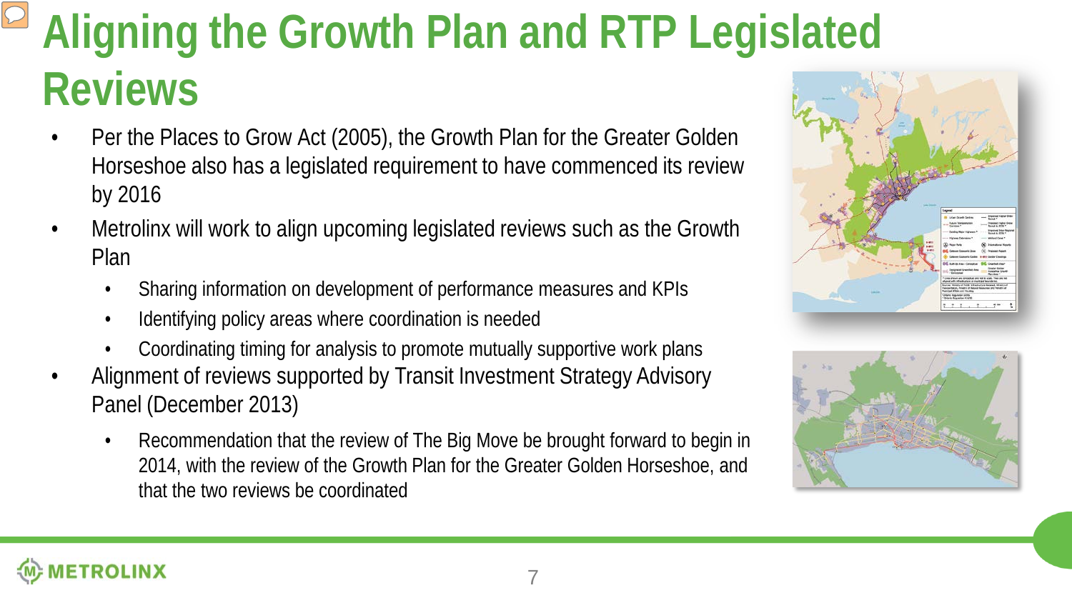# Aligning the Growth Plan and RTP Legislated Reviews

- Per the Places to Grow Act (2005), the Growth Plan for the Greater Golden Horseshoe also has a legislated requirement to have commenced its review by 2016
- Metrolinx will work to align upcoming legislated reviews such as the Growth Plan
  - Sharing information on development of performance measures and KPIs
  - Identifying policy areas where coordination is needed
  - Coordinating timing for analysis to promote mutually supportive work plans
- Alignment of reviews supported by Transit Investment Strategy Advisory Panel (December 2013)
  - Recommendation that the review of The Big Move be brought forward to begin in 2014, with the review of the Growth Plan for the Greater Golden Horseshoe, and that the two reviews be coordinated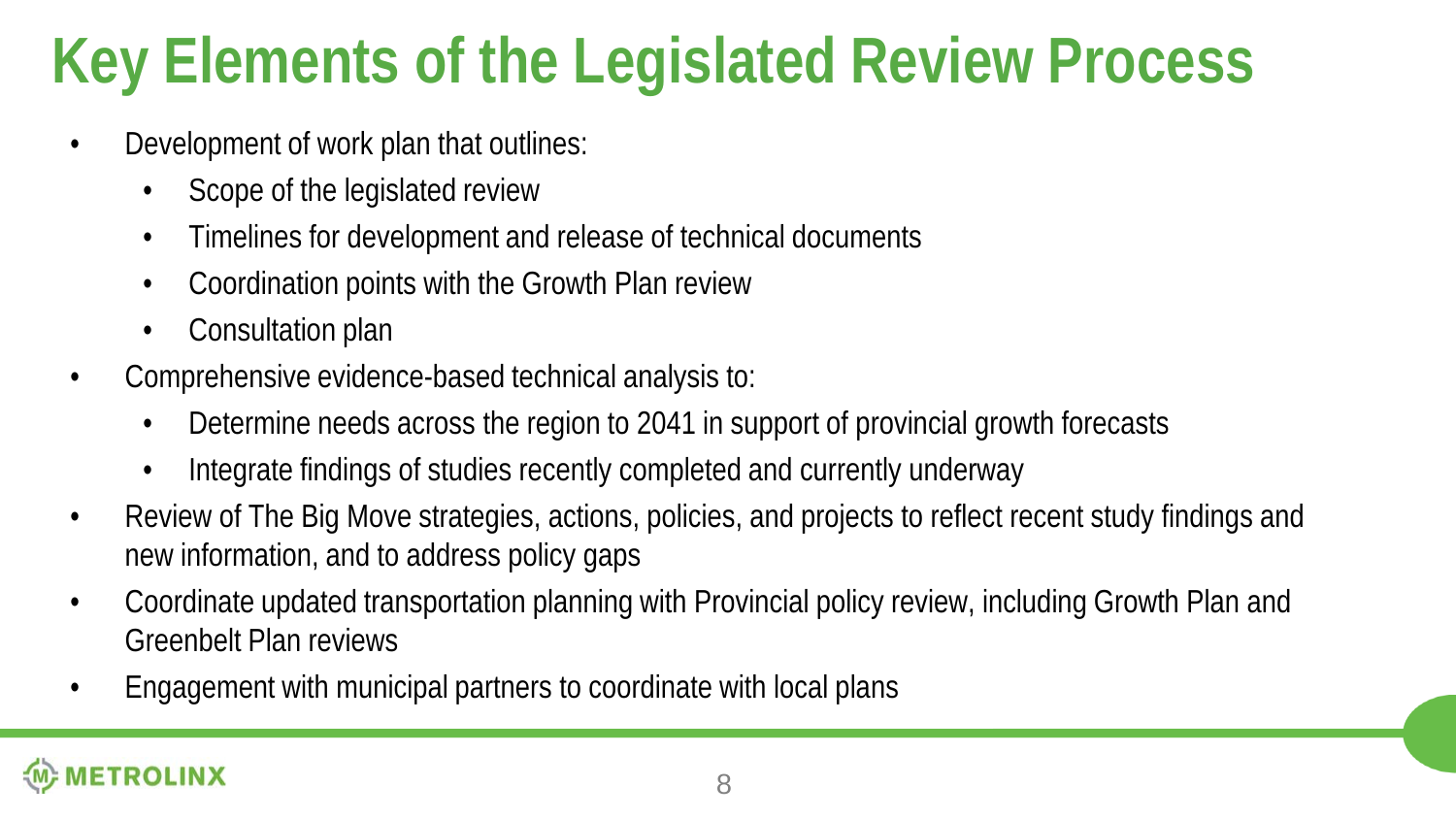# Key Elements of the Legislated Review Process

- Development of work plan that outlines:
  - Scope of the legislated review
  - Timelines for development and release of technical documents
  - Coordination points with the Growth Plan review
  - Consultation plan
- Comprehensive evidence-based technical analysis to:
  - Determine needs across the region to 2041 in support of provincial growth forecasts
  - Integrate findings of studies recently completed and currently underway
- Review of The Big Move strategies, actions, policies, and projects to reflect recent study findings and new information, and to address policy gaps
- Coordinate updated transportation planning with Provincial policy review, including Growth Plan and Greenbelt Plan reviews
- Engagement with municipal partners to coordinate with local plans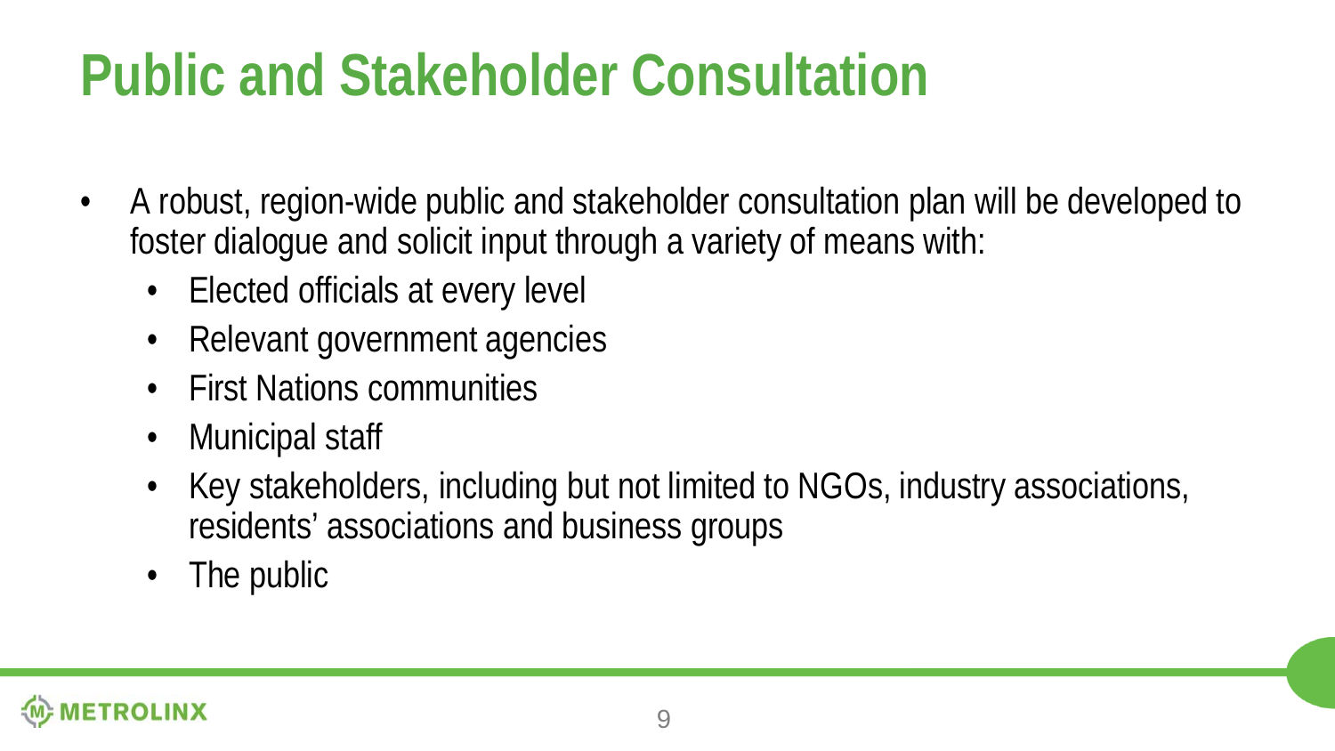# Public and Stakeholder Consultation

- A robust, region-wide public and stakeholder consultation plan will be developed to foster dialogue and solicit input through a variety of means with:
  - Elected officials at every level
  - Relevant government agencies
  - First Nations communities
  - Municipal staff
  - Key stakeholders, including but not limited to NGOs, industry associations, residents' associations and business groups
  - The public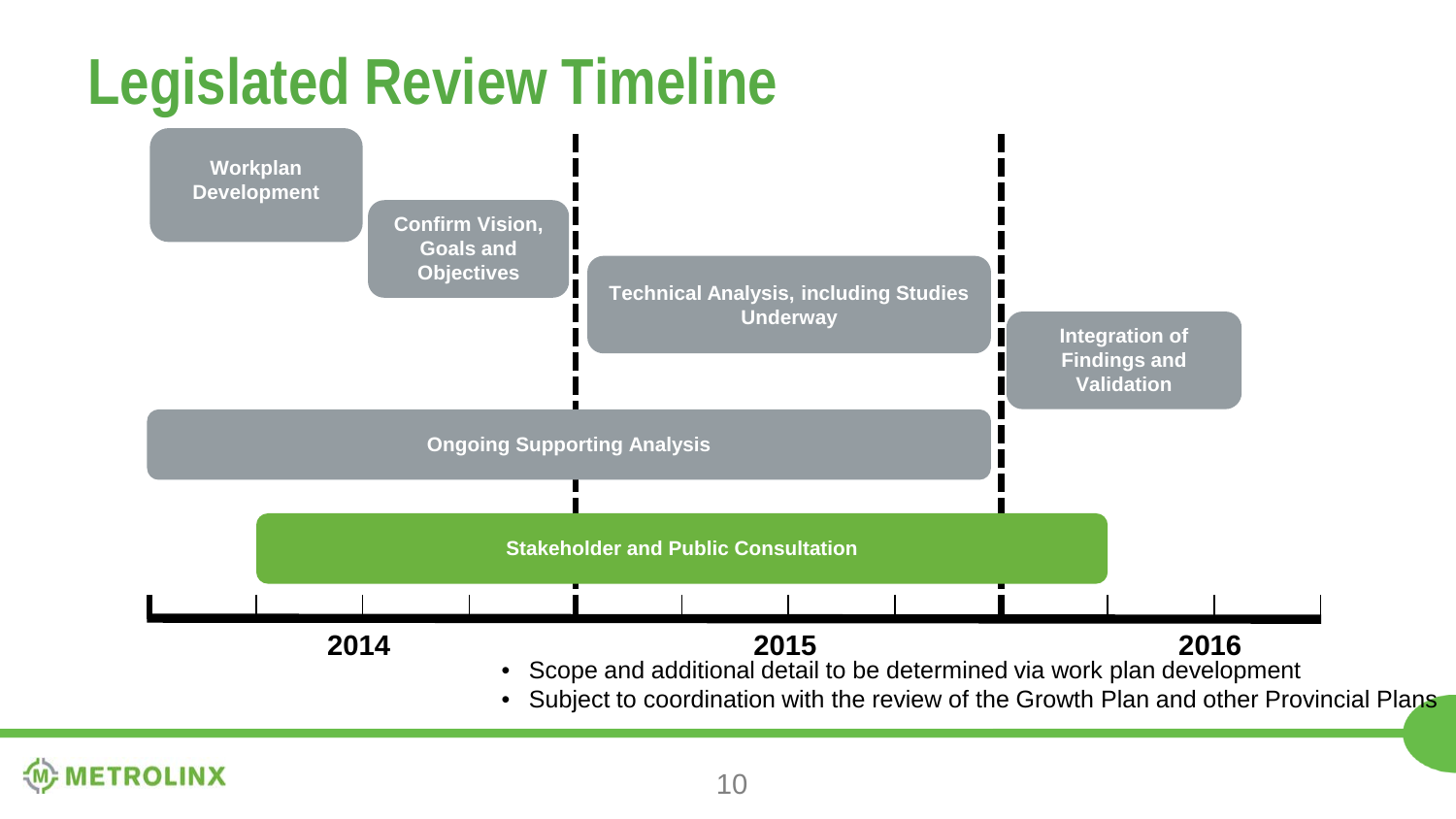# Legislated Review Timeline

- Workplan Development
- Confirm Vision, Goals and Objectives
- Technical Analysis, including Studies Underway
- Integration of Findings and Validation
- Ongoing Supporting Analysis
- Stakeholder and Public Consultation

2014 | 2015 | 2016

- Scope and additional detail to be determined via work plan development
- Subject to coordination with the review of the Growth Plan and other Provincial Plans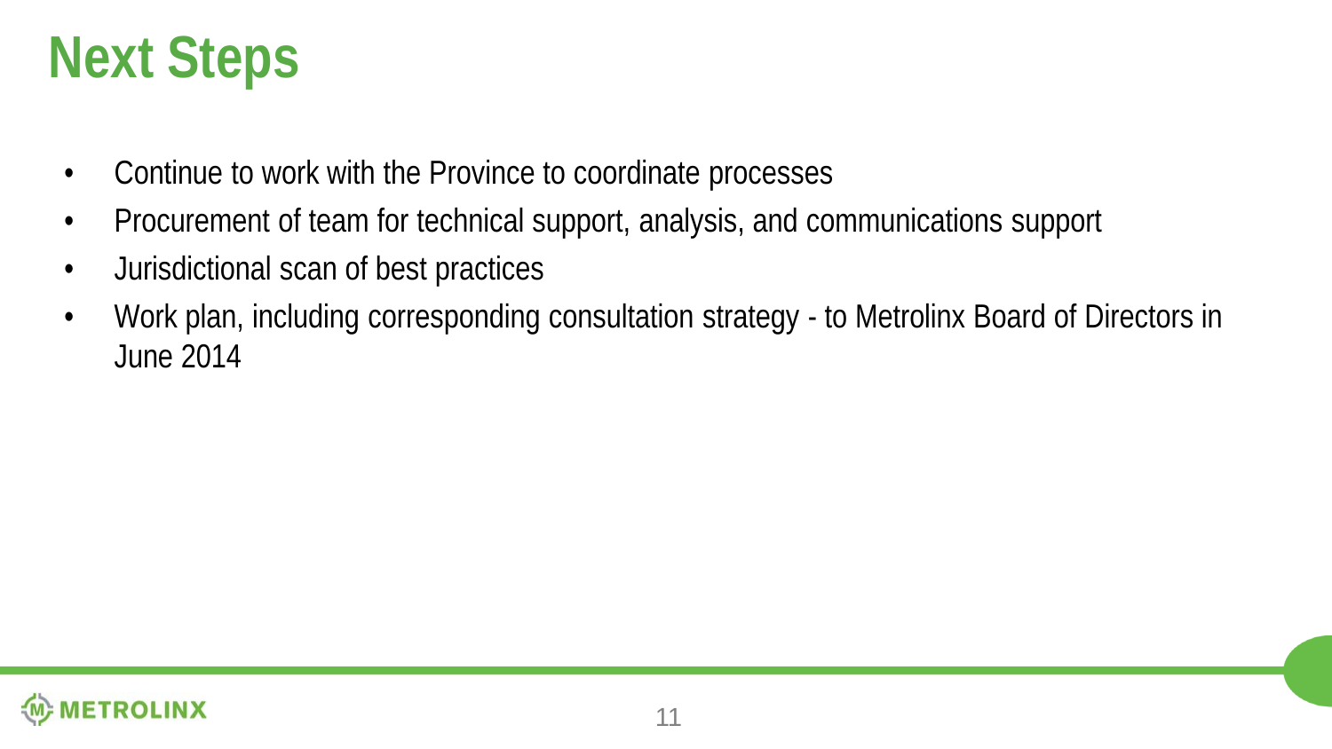# Next Steps

- Continue to work with the Province to coordinate processes
- Procurement of team for technical support, analysis, and communications support
- Jurisdictional scan of best practices
- Work plan, including corresponding consultation strategy - to Metrolinx Board of Directors in June 2014